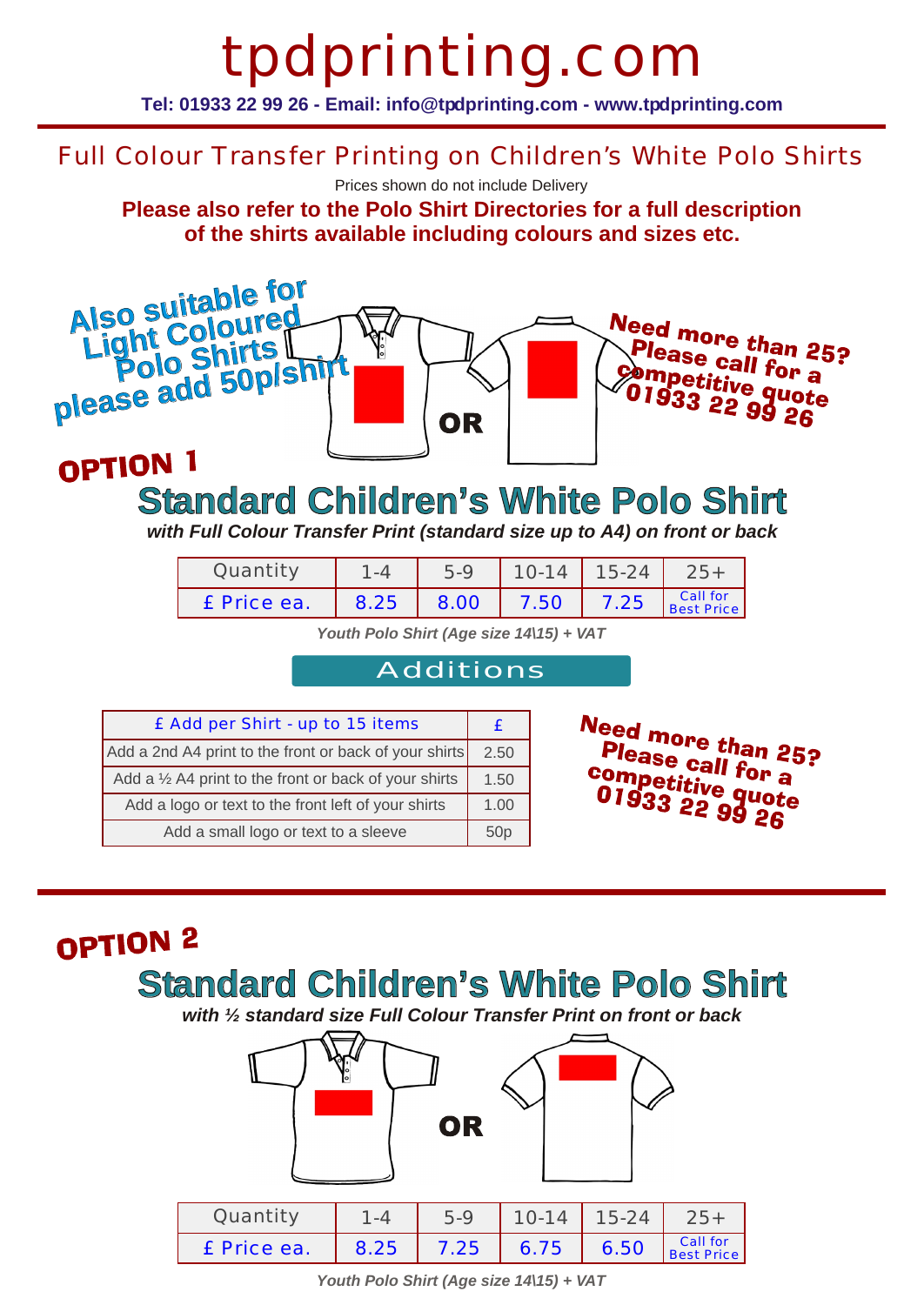# tpdprinting.com

**Tel: 01933 22 99 26 - Email: info@tpdprinting.com - www.tpdprinting.com**

## Full Colour Transfer Printing on Children's White Polo Shirts

Prices shown do not include Delivery

**Please also refer to the Polo Shirt Directories for a full description of the shirts available including colours and sizes etc.**

**Also suitable for Light Coloured Polo Shirts please add 50p/shirt**

OR

**Need more than 25? Please call for a competitive quote 01933 22 99 26**

## OPTION 1

### Standard Children's White Polo Shirt

***with Full Colour Transfer Print (standard size up to A4) on front or back***

| Quantity | 1-4 | 5-9 | 10-14 | 15-24 | 25+ |
|---|---|---|---|---|---|
| £ Price ea. | 8.25 | 8.00 | 7.50 | 7.25 | Call for Best Price |

***Youth Polo Shirt (Age size 14\15) + VAT***

### Additions

| £ Add per Shirt - up to 15 items | £ |
|---|---|
| Add a 2nd A4 print to the front or back of your shirts | 2.50 |
| Add a ½ A4 print to the front or back of your shirts | 1.50 |
| Add a logo or text to the front left of your shirts | 1.00 |
| Add a small logo or text to a sleeve | 50p |

**Need more than 25? Please call for a competitive quote 01933 22 99 26**

## OPTION 2

### Standard Children's White Polo Shirt

***with ½ standard size Full Colour Transfer Print on front or back***

OR

| Quantity | 1-4 | 5-9 | 10-14 | 15-24 | 25+ |
|---|---|---|---|---|---|
| £ Price ea. | 8.25 | 7.25 | 6.75 | 6.50 | Call for Best Price |

***Youth Polo Shirt (Age size 14\15) + VAT***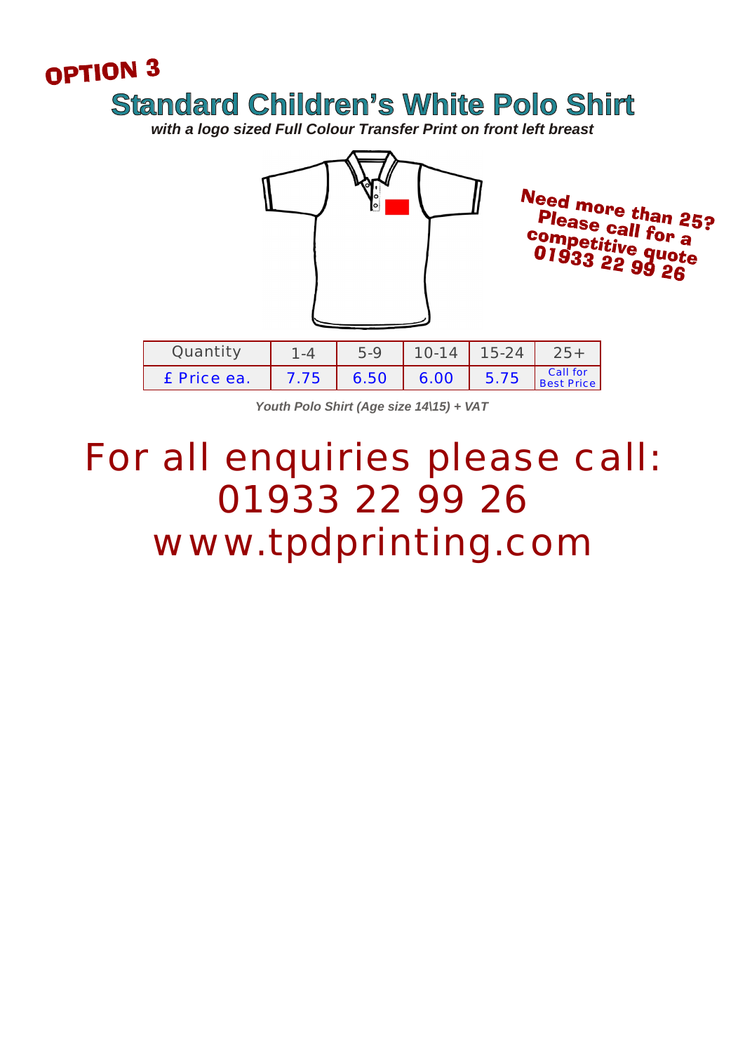**OPTION 3**

# Standard Children's White Polo Shirt

***with a logo sized Full Colour Transfer Print on front left breast***

**Need more than 25? Please call for a competitive quote 01933 22 99 26**

| Quantity | 1-4 | 5-9 | 10-14 | 15-24 | 25+ |
|---|---|---|---|---|---|
| £ Price ea. | 7.75 | 6.50 | 6.00 | 5.75 | Call for Best Price |

***Youth Polo Shirt (Age size 14\15) + VAT***

For all enquiries please call:
01933 22 99 26
www.tpdprinting.com